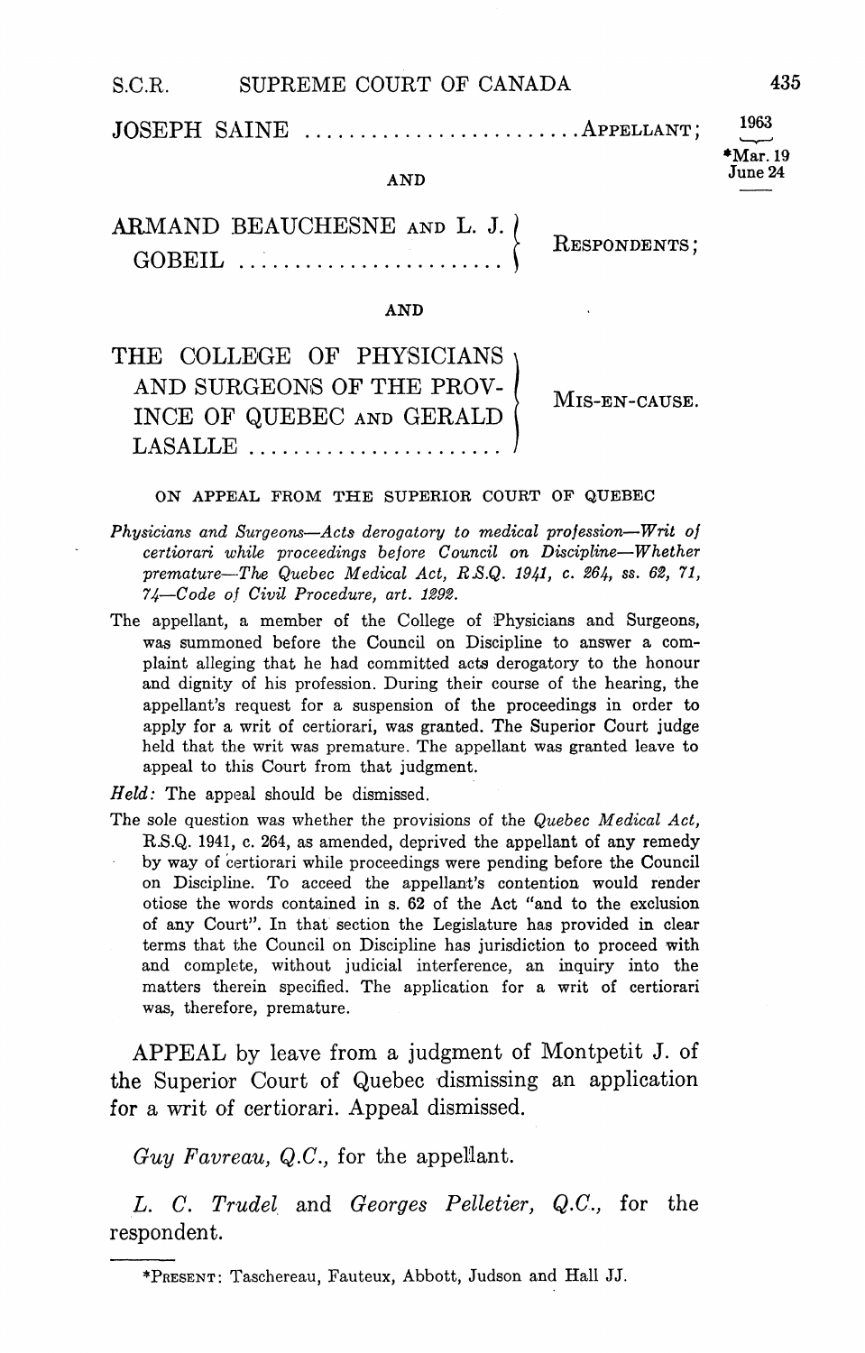JOSEPH SAINE ........................ APPELLANT;

1963

*Mar. 19
June 24

AND

ARMAND BEAUCHESNE AND L. J. GOBEIL ........................ RESPONDENTS;

AND

THE COLLEGE OF PHYSICIANS AND SURGEONS OF THE PROVINCE OF QUEBEC AND GERALD LASALLE ........................ MIS-EN-CAUSE.

ON APPEAL FROM THE SUPERIOR COURT OF QUEBEC

*Physicians and Surgeons—Acts derogatory to medical profession—Writ of certiorari while proceedings before Council on Discipline—Whether premature—The Quebec Medical Act, R.S.Q. 1941, c. 264, ss. 62, 71, 74—Code of Civil Procedure, art. 1292.*

The appellant, a member of the College of Physicians and Surgeons, was summoned before the Council on Discipline to answer a complaint alleging that he had committed acts derogatory to the honour and dignity of his profession. During their course of the hearing, the appellant's request for a suspension of the proceedings in order to apply for a writ of certiorari, was granted. The Superior Court judge held that the writ was premature. The appellant was granted leave to appeal to this Court from that judgment.

*Held:* The appeal should be dismissed.

The sole question was whether the provisions of the *Quebec Medical Act*, R.S.Q. 1941, c. 264, as amended, deprived the appellant of any remedy by way of certiorari while proceedings were pending before the Council on Discipline. To acceed the appellant's contention would render otiose the words contained in s. 62 of the Act "and to the exclusion of any Court". In that section the Legislature has provided in clear terms that the Council on Discipline has jurisdiction to proceed with and complete, without judicial interference, an inquiry into the matters therein specified. The application for a writ of certiorari was, therefore, premature.

APPEAL by leave from a judgment of Montpetit J. of the Superior Court of Quebec dismissing an application for a writ of certiorari. Appeal dismissed.

*Guy Favreau, Q.C.*, for the appellant.

*L. C. Trudel* and *Georges Pelletier, Q.C.*, for the respondent.

---

*PRESENT: Taschereau, Fauteux, Abbott, Judson and Hall JJ.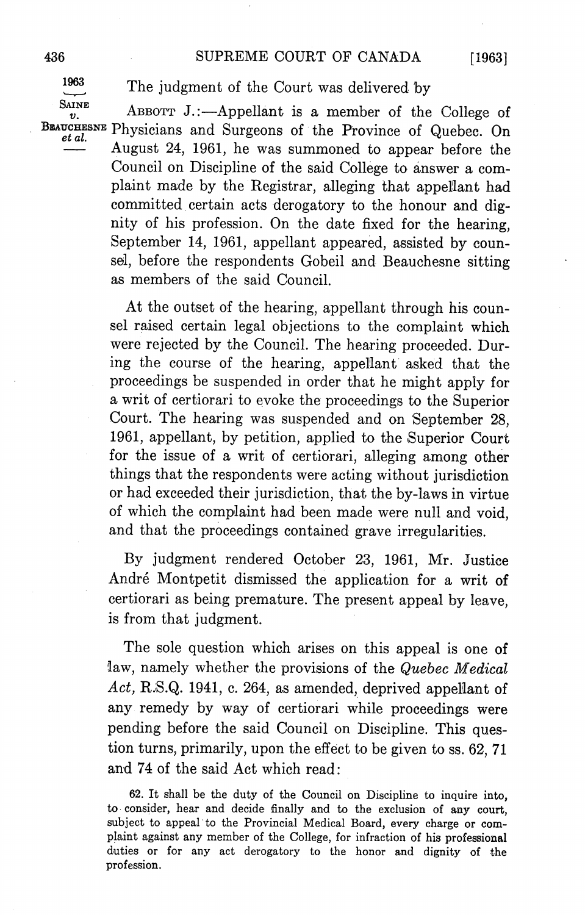The judgment of the Court was delivered by

ABBOTT J.:—Appellant is a member of the College of Physicians and Surgeons of the Province of Quebec. On August 24, 1961, he was summoned to appear before the Council on Discipline of the said College to answer a complaint made by the Registrar, alleging that appellant had committed certain acts derogatory to the honour and dignity of his profession. On the date fixed for the hearing, September 14, 1961, appellant appeared, assisted by counsel, before the respondents Gobeil and Beauchesne sitting as members of the said Council.

At the outset of the hearing, appellant through his counsel raised certain legal objections to the complaint which were rejected by the Council. The hearing proceeded. During the course of the hearing, appellant asked that the proceedings be suspended in order that he might apply for a writ of certiorari to evoke the proceedings to the Superior Court. The hearing was suspended and on September 28, 1961, appellant, by petition, applied to the Superior Court for the issue of a writ of certiorari, alleging among other things that the respondents were acting without jurisdiction or had exceeded their jurisdiction, that the by-laws in virtue of which the complaint had been made were null and void, and that the proceedings contained grave irregularities.

By judgment rendered October 23, 1961, Mr. Justice André Montpetit dismissed the application for a writ of certiorari as being premature. The present appeal by leave, is from that judgment.

The sole question which arises on this appeal is one of law, namely whether the provisions of the *Quebec Medical Act*, R.S.Q. 1941, c. 264, as amended, deprived appellant of any remedy by way of certiorari while proceedings were pending before the said Council on Discipline. This question turns, primarily, upon the effect to be given to ss. 62, 71 and 74 of the said Act which read:

**62.** It shall be the duty of the Council on Discipline to inquire into, to consider, hear and decide finally and to the exclusion of any court, subject to appeal to the Provincial Medical Board, every charge or complaint against any member of the College, for infraction of his professional duties or for any act derogatory to the honor and dignity of the profession.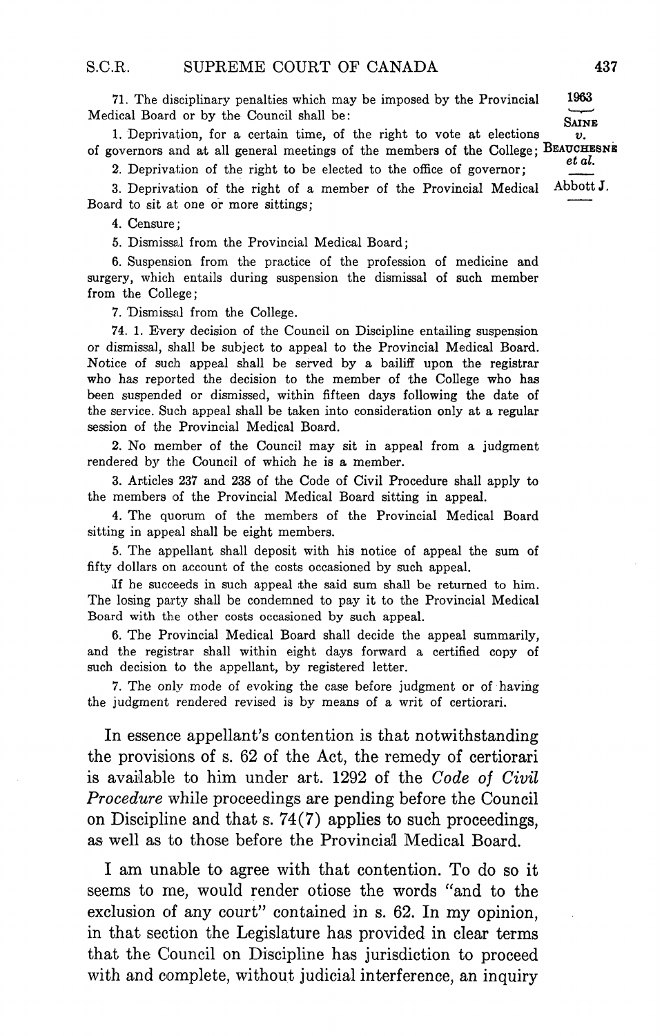71. The disciplinary penalties which may be imposed by the Provincial Medical Board or by the Council shall be:

1. Deprivation, for a certain time, of the right to vote at elections of governors and at all general meetings of the members of the College;

2. Deprivation of the right to be elected to the office of governor;

3. Deprivation of the right of a member of the Provincial Medical Board to sit at one or more sittings;

4. Censure;

5. Dismissal from the Provincial Medical Board;

6. Suspension from the practice of the profession of medicine and surgery, which entails during suspension the dismissal of such member from the College;

7. Dismissal from the College.

74. 1. Every decision of the Council on Discipline entailing suspension or dismissal, shall be subject to appeal to the Provincial Medical Board. Notice of such appeal shall be served by a bailiff upon the registrar who has reported the decision to the member of the College who has been suspended or dismissed, within fifteen days following the date of the service. Such appeal shall be taken into consideration only at a regular session of the Provincial Medical Board.

2. No member of the Council may sit in appeal from a judgment rendered by the Council of which he is a member.

3. Articles 237 and 238 of the Code of Civil Procedure shall apply to the members of the Provincial Medical Board sitting in appeal.

4. The quorum of the members of the Provincial Medical Board sitting in appeal shall be eight members.

5. The appellant shall deposit with his notice of appeal the sum of fifty dollars on account of the costs occasioned by such appeal.

If he succeeds in such appeal the said sum shall be returned to him. The losing party shall be condemned to pay it to the Provincial Medical Board with the other costs occasioned by such appeal.

6. The Provincial Medical Board shall decide the appeal summarily, and the registrar shall within eight days forward a certified copy of such decision to the appellant, by registered letter.

7. The only mode of evoking the case before judgment or of having the judgment rendered revised is by means of a writ of certiorari.

In essence appellant's contention is that notwithstanding the provisions of s. 62 of the Act, the remedy of certiorari is available to him under art. 1292 of the *Code of Civil Procedure* while proceedings are pending before the Council on Discipline and that s. 74(7) applies to such proceedings, as well as to those before the Provincial Medical Board.

I am unable to agree with that contention. To do so it seems to me, would render otiose the words "and to the exclusion of any court" contained in s. 62. In my opinion, in that section the Legislature has provided in clear terms that the Council on Discipline has jurisdiction to proceed with and complete, without judicial interference, an inquiry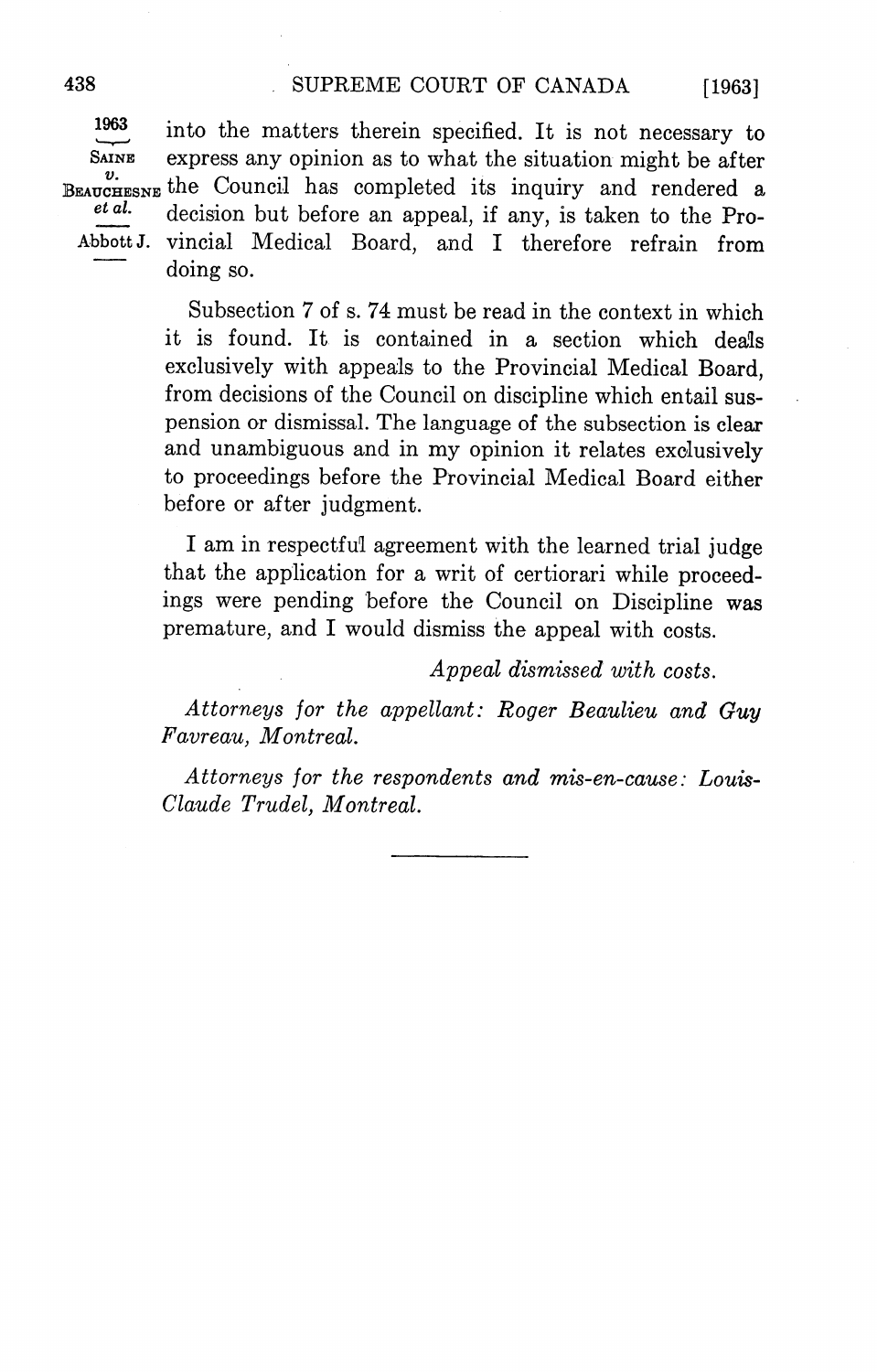into the matters therein specified. It is not necessary to express any opinion as to what the situation might be after the Council has completed its inquiry and rendered a decision but before an appeal, if any, is taken to the Provincial Medical Board, and I therefore refrain from doing so.

Subsection 7 of s. 74 must be read in the context in which it is found. It is contained in a section which deals exclusively with appeals to the Provincial Medical Board, from decisions of the Council on discipline which entail suspension or dismissal. The language of the subsection is clear and unambiguous and in my opinion it relates exclusively to proceedings before the Provincial Medical Board either before or after judgment.

I am in respectful agreement with the learned trial judge that the application for a writ of certiorari while proceedings were pending before the Council on Discipline was premature, and I would dismiss the appeal with costs.

*Appeal dismissed with costs.*

*Attorneys for the appellant: Roger Beaulieu and Guy Favreau, Montreal.*

*Attorneys for the respondents and mis-en-cause: Louis-Claude Trudel, Montreal.*